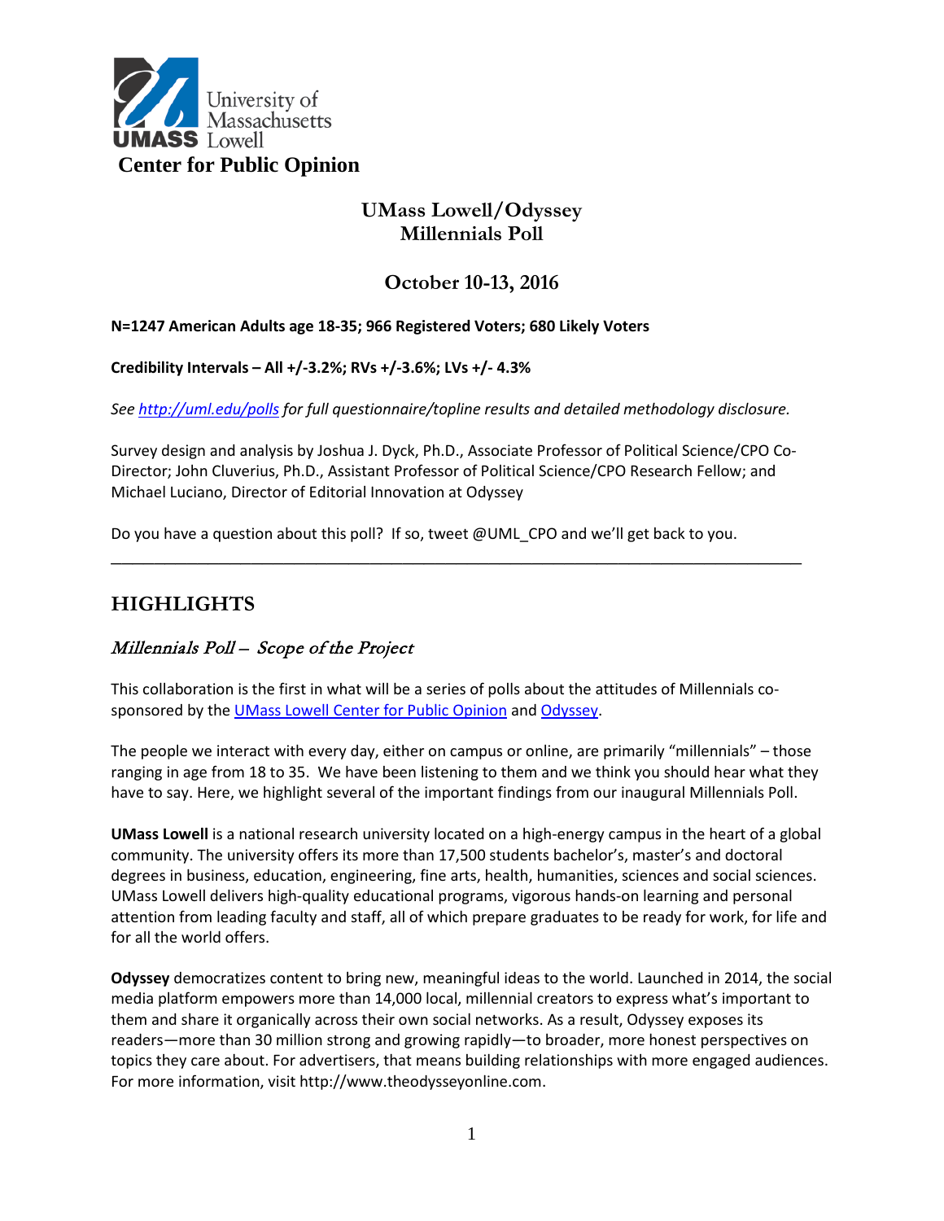University of Massachusetts UMASS Lowell

**Center for Public Opinion**

# UMass Lowell/Odyssey Millennials Poll

## October 10-13, 2016

**N=1247 American Adults age 18-35; 966 Registered Voters; 680 Likely Voters**

**Credibility Intervals – All +/-3.2%; RVs +/-3.6%; LVs +/- 4.3%**

*See http://uml.edu/polls for full questionnaire/topline results and detailed methodology disclosure.*

Survey design and analysis by Joshua J. Dyck, Ph.D., Associate Professor of Political Science/CPO Co-Director; John Cluverius, Ph.D., Assistant Professor of Political Science/CPO Research Fellow; and Michael Luciano, Director of Editorial Innovation at Odyssey

Do you have a question about this poll? If so, tweet @UML_CPO and we'll get back to you.

---

## HIGHLIGHTS

### *Millennials Poll – Scope of the Project*

This collaboration is the first in what will be a series of polls about the attitudes of Millennials co-sponsored by the UMass Lowell Center for Public Opinion and Odyssey.

The people we interact with every day, either on campus or online, are primarily "millennials" – those ranging in age from 18 to 35. We have been listening to them and we think you should hear what they have to say. Here, we highlight several of the important findings from our inaugural Millennials Poll.

**UMass Lowell** is a national research university located on a high-energy campus in the heart of a global community. The university offers its more than 17,500 students bachelor's, master's and doctoral degrees in business, education, engineering, fine arts, health, humanities, sciences and social sciences. UMass Lowell delivers high-quality educational programs, vigorous hands-on learning and personal attention from leading faculty and staff, all of which prepare graduates to be ready for work, for life and for all the world offers.

**Odyssey** democratizes content to bring new, meaningful ideas to the world. Launched in 2014, the social media platform empowers more than 14,000 local, millennial creators to express what's important to them and share it organically across their own social networks. As a result, Odyssey exposes its readers—more than 30 million strong and growing rapidly—to broader, more honest perspectives on topics they care about. For advertisers, that means building relationships with more engaged audiences. For more information, visit http://www.theodysseyonline.com.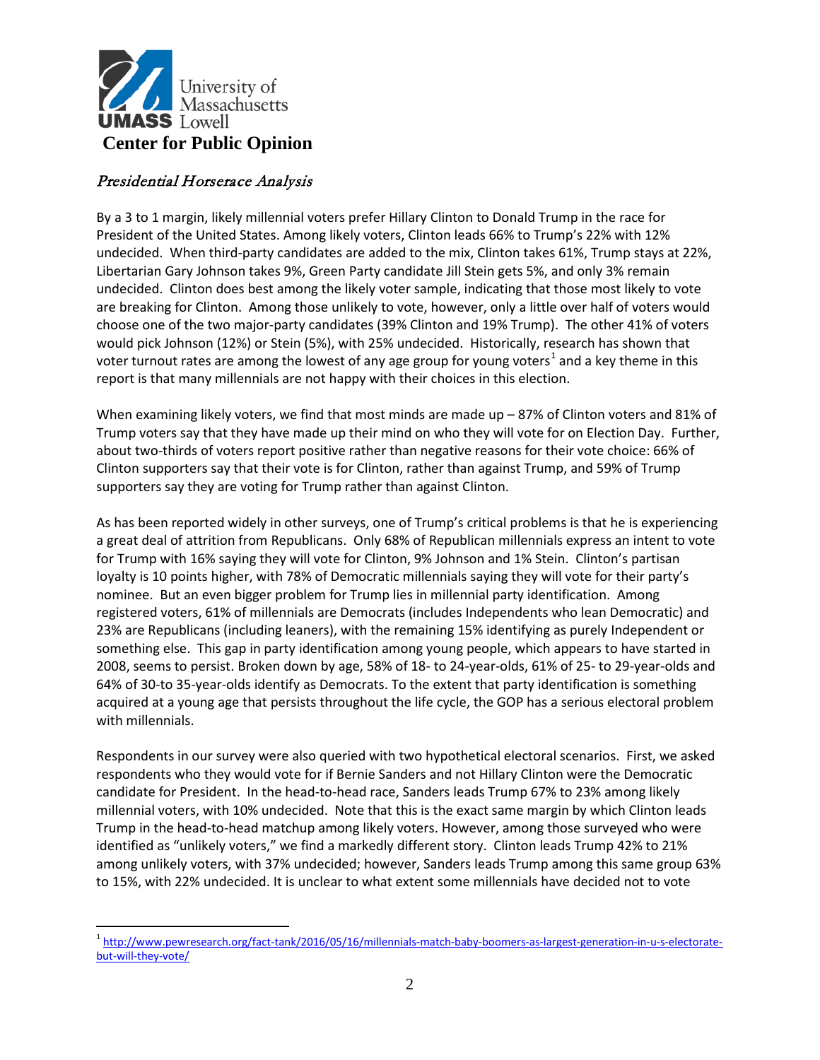University of Massachusetts
UMASS Lowell

**Center for Public Opinion**

## *Presidential Horserace Analysis*

By a 3 to 1 margin, likely millennial voters prefer Hillary Clinton to Donald Trump in the race for President of the United States. Among likely voters, Clinton leads 66% to Trump's 22% with 12% undecided. When third-party candidates are added to the mix, Clinton takes 61%, Trump stays at 22%, Libertarian Gary Johnson takes 9%, Green Party candidate Jill Stein gets 5%, and only 3% remain undecided. Clinton does best among the likely voter sample, indicating that those most likely to vote are breaking for Clinton. Among those unlikely to vote, however, only a little over half of voters would choose one of the two major-party candidates (39% Clinton and 19% Trump). The other 41% of voters would pick Johnson (12%) or Stein (5%), with 25% undecided. Historically, research has shown that voter turnout rates are among the lowest of any age group for young voters[1] and a key theme in this report is that many millennials are not happy with their choices in this election.

When examining likely voters, we find that most minds are made up – 87% of Clinton voters and 81% of Trump voters say that they have made up their mind on who they will vote for on Election Day. Further, about two-thirds of voters report positive rather than negative reasons for their vote choice: 66% of Clinton supporters say that their vote is for Clinton, rather than against Trump, and 59% of Trump supporters say they are voting for Trump rather than against Clinton.

As has been reported widely in other surveys, one of Trump's critical problems is that he is experiencing a great deal of attrition from Republicans. Only 68% of Republican millennials express an intent to vote for Trump with 16% saying they will vote for Clinton, 9% Johnson and 1% Stein. Clinton's partisan loyalty is 10 points higher, with 78% of Democratic millennials saying they will vote for their party's nominee. But an even bigger problem for Trump lies in millennial party identification. Among registered voters, 61% of millennials are Democrats (includes Independents who lean Democratic) and 23% are Republicans (including leaners), with the remaining 15% identifying as purely Independent or something else. This gap in party identification among young people, which appears to have started in 2008, seems to persist. Broken down by age, 58% of 18- to 24-year-olds, 61% of 25- to 29-year-olds and 64% of 30-to 35-year-olds identify as Democrats. To the extent that party identification is something acquired at a young age that persists throughout the life cycle, the GOP has a serious electoral problem with millennials.

Respondents in our survey were also queried with two hypothetical electoral scenarios. First, we asked respondents who they would vote for if Bernie Sanders and not Hillary Clinton were the Democratic candidate for President. In the head-to-head race, Sanders leads Trump 67% to 23% among likely millennial voters, with 10% undecided. Note that this is the exact same margin by which Clinton leads Trump in the head-to-head matchup among likely voters. However, among those surveyed who were identified as "unlikely voters," we find a markedly different story. Clinton leads Trump 42% to 21% among unlikely voters, with 37% undecided; however, Sanders leads Trump among this same group 63% to 15%, with 22% undecided. It is unclear to what extent some millennials have decided not to vote

[1] http://www.pewresearch.org/fact-tank/2016/05/16/millennials-match-baby-boomers-as-largest-generation-in-u-s-electorate-but-will-they-vote/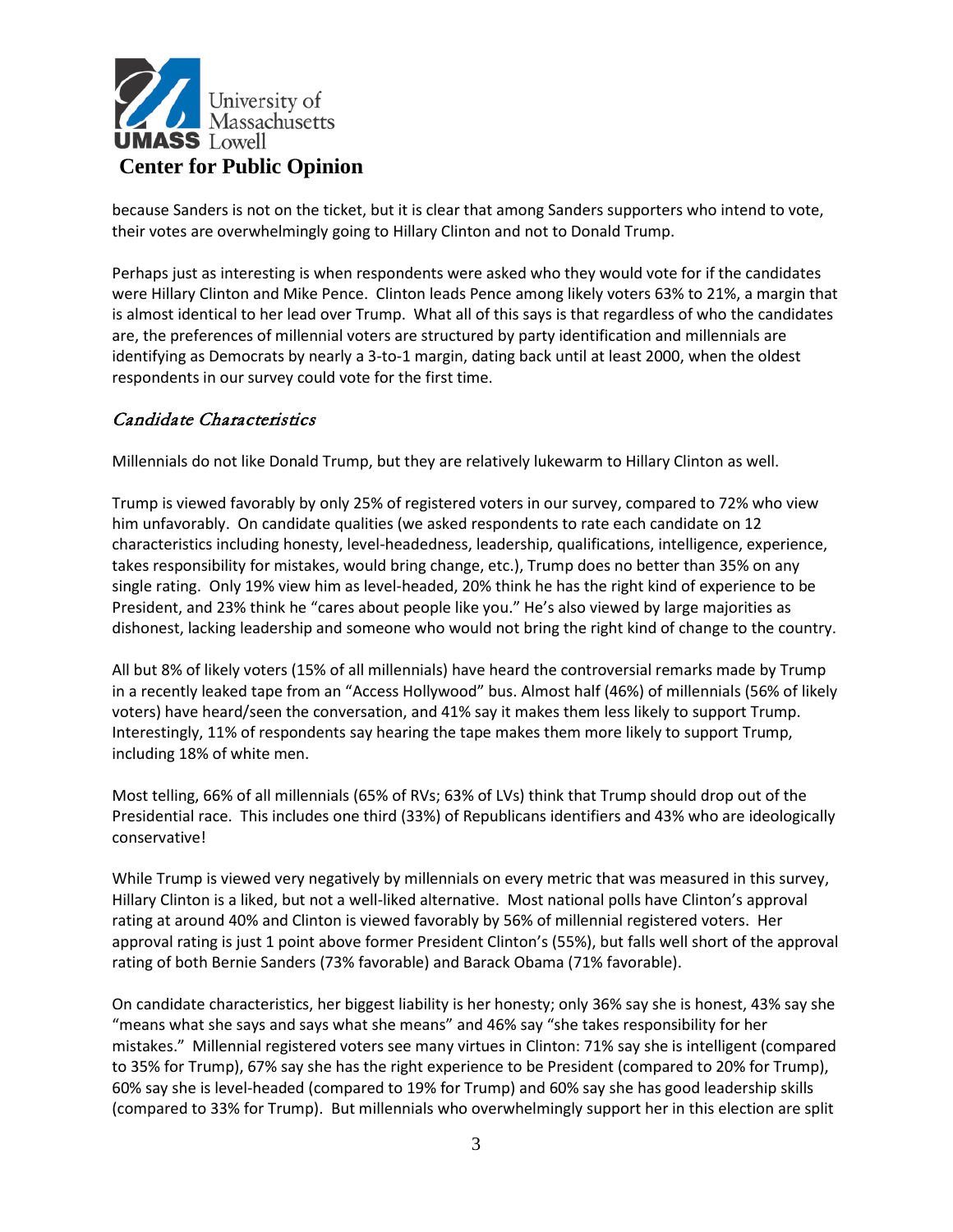because Sanders is not on the ticket, but it is clear that among Sanders supporters who intend to vote, their votes are overwhelmingly going to Hillary Clinton and not to Donald Trump.

Perhaps just as interesting is when respondents were asked who they would vote for if the candidates were Hillary Clinton and Mike Pence. Clinton leads Pence among likely voters 63% to 21%, a margin that is almost identical to her lead over Trump. What all of this says is that regardless of who the candidates are, the preferences of millennial voters are structured by party identification and millennials are identifying as Democrats by nearly a 3-to-1 margin, dating back until at least 2000, when the oldest respondents in our survey could vote for the first time.

## *Candidate Characteristics*

Millennials do not like Donald Trump, but they are relatively lukewarm to Hillary Clinton as well.

Trump is viewed favorably by only 25% of registered voters in our survey, compared to 72% who view him unfavorably. On candidate qualities (we asked respondents to rate each candidate on 12 characteristics including honesty, level-headedness, leadership, qualifications, intelligence, experience, takes responsibility for mistakes, would bring change, etc.), Trump does no better than 35% on any single rating. Only 19% view him as level-headed, 20% think he has the right kind of experience to be President, and 23% think he "cares about people like you." He's also viewed by large majorities as dishonest, lacking leadership and someone who would not bring the right kind of change to the country.

All but 8% of likely voters (15% of all millennials) have heard the controversial remarks made by Trump in a recently leaked tape from an "Access Hollywood" bus. Almost half (46%) of millennials (56% of likely voters) have heard/seen the conversation, and 41% say it makes them less likely to support Trump. Interestingly, 11% of respondents say hearing the tape makes them more likely to support Trump, including 18% of white men.

Most telling, 66% of all millennials (65% of RVs; 63% of LVs) think that Trump should drop out of the Presidential race. This includes one third (33%) of Republicans identifiers and 43% who are ideologically conservative!

While Trump is viewed very negatively by millennials on every metric that was measured in this survey, Hillary Clinton is a liked, but not a well-liked alternative. Most national polls have Clinton's approval rating at around 40% and Clinton is viewed favorably by 56% of millennial registered voters. Her approval rating is just 1 point above former President Clinton's (55%), but falls well short of the approval rating of both Bernie Sanders (73% favorable) and Barack Obama (71% favorable).

On candidate characteristics, her biggest liability is her honesty; only 36% say she is honest, 43% say she "means what she says and says what she means" and 46% say "she takes responsibility for her mistakes." Millennial registered voters see many virtues in Clinton: 71% say she is intelligent (compared to 35% for Trump), 67% say she has the right experience to be President (compared to 20% for Trump), 60% say she is level-headed (compared to 19% for Trump) and 60% say she has good leadership skills (compared to 33% for Trump). But millennials who overwhelmingly support her in this election are split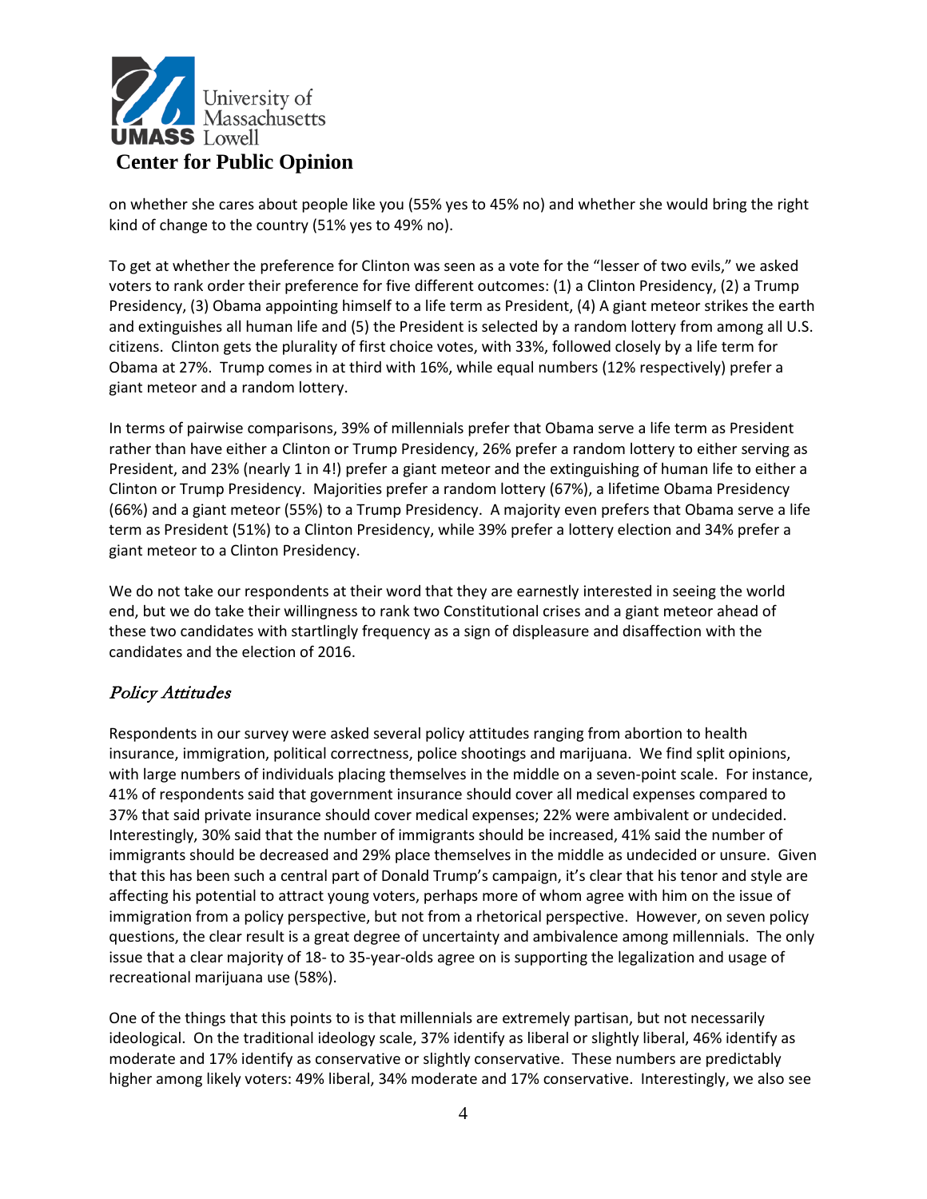on whether she cares about people like you (55% yes to 45% no) and whether she would bring the right kind of change to the country (51% yes to 49% no).

To get at whether the preference for Clinton was seen as a vote for the "lesser of two evils," we asked voters to rank order their preference for five different outcomes: (1) a Clinton Presidency, (2) a Trump Presidency, (3) Obama appointing himself to a life term as President, (4) A giant meteor strikes the earth and extinguishes all human life and (5) the President is selected by a random lottery from among all U.S. citizens. Clinton gets the plurality of first choice votes, with 33%, followed closely by a life term for Obama at 27%. Trump comes in at third with 16%, while equal numbers (12% respectively) prefer a giant meteor and a random lottery.

In terms of pairwise comparisons, 39% of millennials prefer that Obama serve a life term as President rather than have either a Clinton or Trump Presidency, 26% prefer a random lottery to either serving as President, and 23% (nearly 1 in 4!) prefer a giant meteor and the extinguishing of human life to either a Clinton or Trump Presidency. Majorities prefer a random lottery (67%), a lifetime Obama Presidency (66%) and a giant meteor (55%) to a Trump Presidency. A majority even prefers that Obama serve a life term as President (51%) to a Clinton Presidency, while 39% prefer a lottery election and 34% prefer a giant meteor to a Clinton Presidency.

We do not take our respondents at their word that they are earnestly interested in seeing the world end, but we do take their willingness to rank two Constitutional crises and a giant meteor ahead of these two candidates with startlingly frequency as a sign of displeasure and disaffection with the candidates and the election of 2016.

## *Policy Attitudes*

Respondents in our survey were asked several policy attitudes ranging from abortion to health insurance, immigration, political correctness, police shootings and marijuana. We find split opinions, with large numbers of individuals placing themselves in the middle on a seven-point scale. For instance, 41% of respondents said that government insurance should cover all medical expenses compared to 37% that said private insurance should cover medical expenses; 22% were ambivalent or undecided. Interestingly, 30% said that the number of immigrants should be increased, 41% said the number of immigrants should be decreased and 29% place themselves in the middle as undecided or unsure. Given that this has been such a central part of Donald Trump's campaign, it's clear that his tenor and style are affecting his potential to attract young voters, perhaps more of whom agree with him on the issue of immigration from a policy perspective, but not from a rhetorical perspective. However, on seven policy questions, the clear result is a great degree of uncertainty and ambivalence among millennials. The only issue that a clear majority of 18- to 35-year-olds agree on is supporting the legalization and usage of recreational marijuana use (58%).

One of the things that this points to is that millennials are extremely partisan, but not necessarily ideological. On the traditional ideology scale, 37% identify as liberal or slightly liberal, 46% identify as moderate and 17% identify as conservative or slightly conservative. These numbers are predictably higher among likely voters: 49% liberal, 34% moderate and 17% conservative. Interestingly, we also see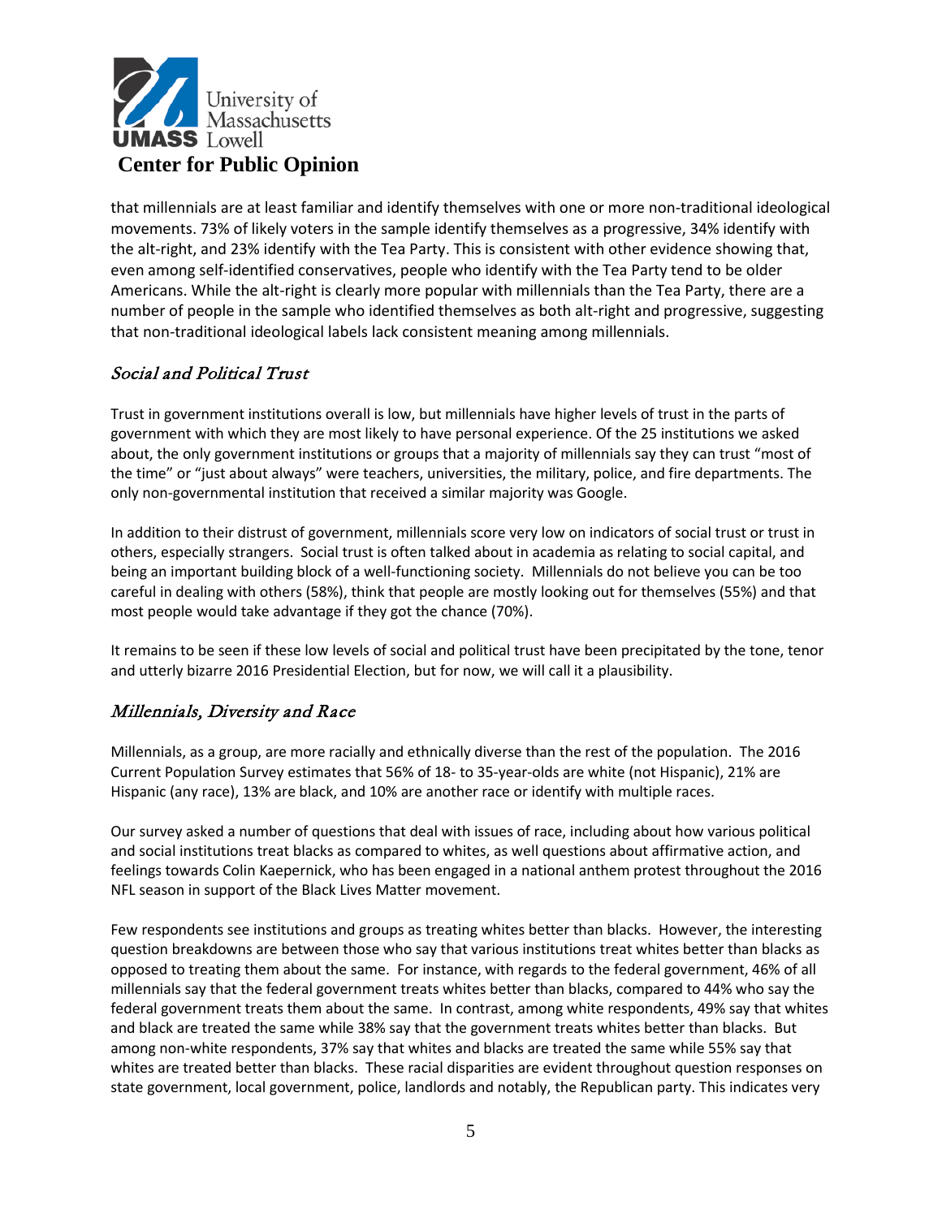that millennials are at least familiar and identify themselves with one or more non-traditional ideological movements. 73% of likely voters in the sample identify themselves as a progressive, 34% identify with the alt-right, and 23% identify with the Tea Party. This is consistent with other evidence showing that, even among self-identified conservatives, people who identify with the Tea Party tend to be older Americans. While the alt-right is clearly more popular with millennials than the Tea Party, there are a number of people in the sample who identified themselves as both alt-right and progressive, suggesting that non-traditional ideological labels lack consistent meaning among millennials.

## *Social and Political Trust*

Trust in government institutions overall is low, but millennials have higher levels of trust in the parts of government with which they are most likely to have personal experience. Of the 25 institutions we asked about, the only government institutions or groups that a majority of millennials say they can trust "most of the time" or "just about always" were teachers, universities, the military, police, and fire departments. The only non-governmental institution that received a similar majority was Google.

In addition to their distrust of government, millennials score very low on indicators of social trust or trust in others, especially strangers. Social trust is often talked about in academia as relating to social capital, and being an important building block of a well-functioning society. Millennials do not believe you can be too careful in dealing with others (58%), think that people are mostly looking out for themselves (55%) and that most people would take advantage if they got the chance (70%).

It remains to be seen if these low levels of social and political trust have been precipitated by the tone, tenor and utterly bizarre 2016 Presidential Election, but for now, we will call it a plausibility.

## *Millennials, Diversity and Race*

Millennials, as a group, are more racially and ethnically diverse than the rest of the population. The 2016 Current Population Survey estimates that 56% of 18- to 35-year-olds are white (not Hispanic), 21% are Hispanic (any race), 13% are black, and 10% are another race or identify with multiple races.

Our survey asked a number of questions that deal with issues of race, including about how various political and social institutions treat blacks as compared to whites, as well questions about affirmative action, and feelings towards Colin Kaepernick, who has been engaged in a national anthem protest throughout the 2016 NFL season in support of the Black Lives Matter movement.

Few respondents see institutions and groups as treating whites better than blacks. However, the interesting question breakdowns are between those who say that various institutions treat whites better than blacks as opposed to treating them about the same. For instance, with regards to the federal government, 46% of all millennials say that the federal government treats whites better than blacks, compared to 44% who say the federal government treats them about the same. In contrast, among white respondents, 49% say that whites and black are treated the same while 38% say that the government treats whites better than blacks. But among non-white respondents, 37% say that whites and blacks are treated the same while 55% say that whites are treated better than blacks. These racial disparities are evident throughout question responses on state government, local government, police, landlords and notably, the Republican party. This indicates very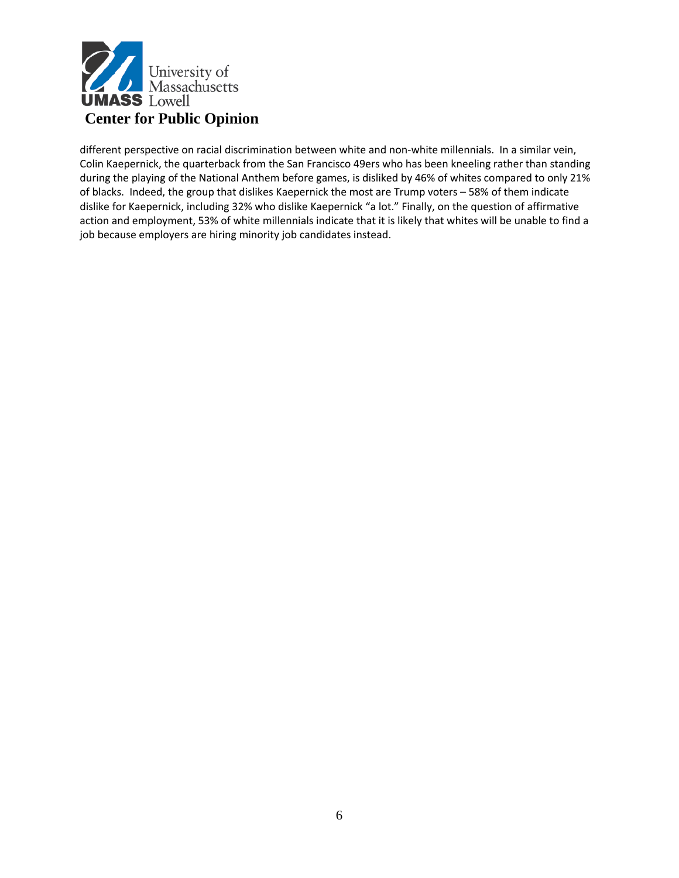different perspective on racial discrimination between white and non-white millennials. In a similar vein, Colin Kaepernick, the quarterback from the San Francisco 49ers who has been kneeling rather than standing during the playing of the National Anthem before games, is disliked by 46% of whites compared to only 21% of blacks. Indeed, the group that dislikes Kaepernick the most are Trump voters – 58% of them indicate dislike for Kaepernick, including 32% who dislike Kaepernick "a lot." Finally, on the question of affirmative action and employment, 53% of white millennials indicate that it is likely that whites will be unable to find a job because employers are hiring minority job candidates instead.